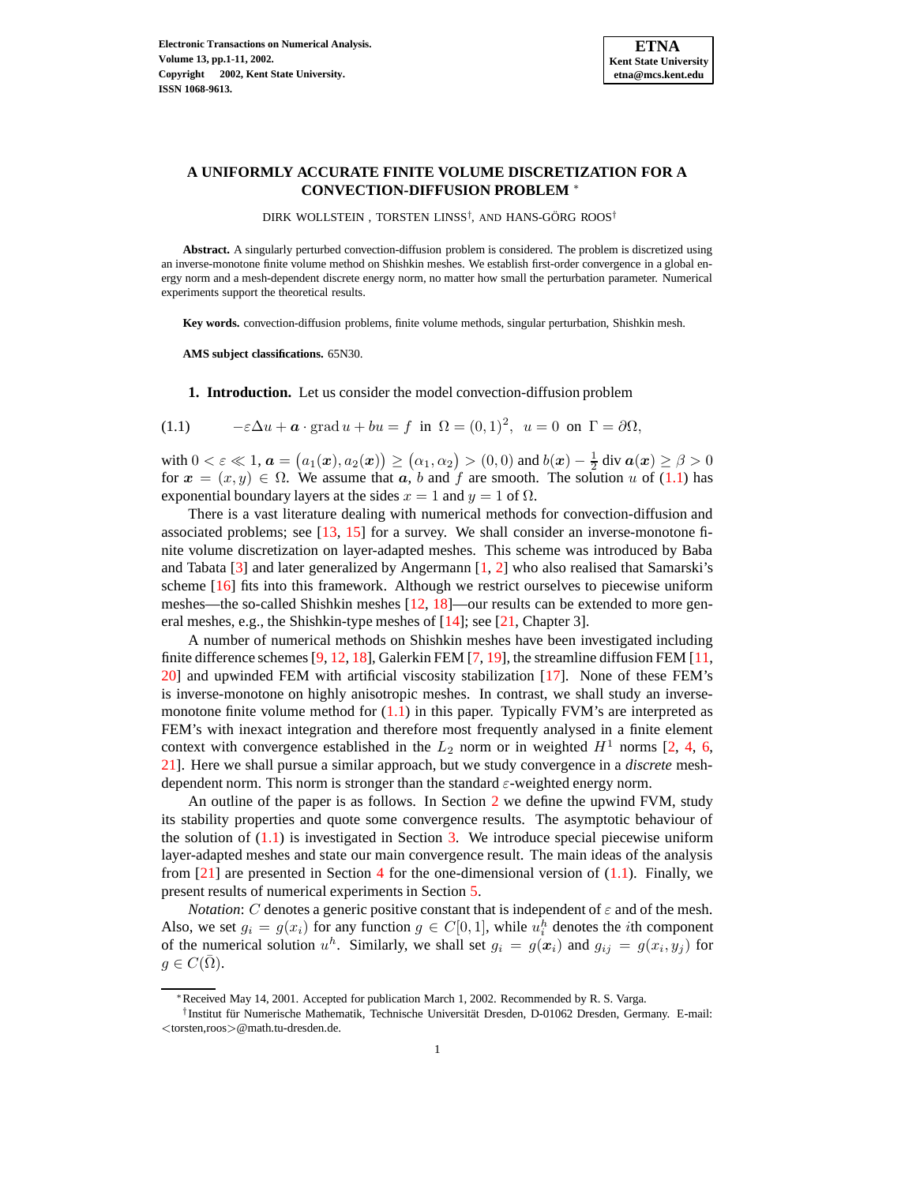# A UNIFORMLY ACCURATE FINITE VOLUME DISCRETIZATION FOR A CONVECTION-DIFFUSION PROBLEM *

DIRK WOLLSTEIN , TORSTEN LINSS†, AND HANS-GÖRG ROOS†

**Abstract.** A singularly perturbed convection-diffusion problem is considered. The problem is discretized using an inverse-monotone finite volume method on Shishkin meshes. We establish first-order convergence in a global energy norm and a mesh-dependent discrete energy norm, no matter how small the perturbation parameter. Numerical experiments support the theoretical results.

**Key words.** convection-diffusion problems, finite volume methods, singular perturbation, Shishkin mesh.

**AMS subject classifications.** 65N30.

## 1. Introduction.

Let us consider the model convection-diffusion problem

$$
-\varepsilon \Delta u + \boldsymbol{a} \cdot \operatorname{grad} u + bu = f \ \text{ in } \ \Omega = (0,1)^2, \quad u = 0 \ \text{ on } \ \Gamma = \partial\Omega, \tag{1.1}
$$

with $0 < \varepsilon \ll 1$, $\boldsymbol{a} = \big(a_1(\boldsymbol{x}), a_2(\boldsymbol{x})\big) \geq \big(\alpha_1, \alpha_2\big) > (0,0)$ and $b(\boldsymbol{x}) - \frac{1}{2} \operatorname{div} \boldsymbol{a}(\boldsymbol{x}) \geq \beta > 0$ for $\boldsymbol{x} = (x,y) \in \Omega$. We assume that $\boldsymbol{a}$, $b$ and $f$ are smooth. The solution $u$ of (1.1) has exponential boundary layers at the sides $x = 1$ and $y = 1$ of $\Omega$.

There is a vast literature dealing with numerical methods for convection-diffusion and associated problems; see [13, 15] for a survey. We shall consider an inverse-monotone finite volume discretization on layer-adapted meshes. This scheme was introduced by Baba and Tabata [3] and later generalized by Angermann [1, 2] who also realised that Samarski's scheme [16] fits into this framework. Although we restrict ourselves to piecewise uniform meshes—the so-called Shishkin meshes [12, 18]—our results can be extended to more general meshes, e.g., the Shishkin-type meshes of [14]; see [21, Chapter 3].

A number of numerical methods on Shishkin meshes have been investigated including finite difference schemes [9, 12, 18], Galerkin FEM [7, 19], the streamline diffusion FEM [11, 20] and upwinded FEM with artificial viscosity stabilization [17]. None of these FEM's is inverse-monotone on highly anisotropic meshes. In contrast, we shall study an inverse-monotone finite volume method for (1.1) in this paper. Typically FVM's are interpreted as FEM's with inexact integration and therefore most frequently analysed in a finite element context with convergence established in the $L_2$ norm or in weighted $H^1$ norms [2, 4, 6, 21]. Here we shall pursue a similar approach, but we study convergence in a *discrete* mesh-dependent norm. This norm is stronger than the standard $\varepsilon$-weighted energy norm.

An outline of the paper is as follows. In Section 2 we define the upwind FVM, study its stability properties and quote some convergence results. The asymptotic behaviour of the solution of (1.1) is investigated in Section 3. We introduce special piecewise uniform layer-adapted meshes and state our main convergence result. The main ideas of the analysis from [21] are presented in Section 4 for the one-dimensional version of (1.1). Finally, we present results of numerical experiments in Section 5.

*Notation*: $C$ denotes a generic positive constant that is independent of $\varepsilon$ and of the mesh. Also, we set $g_i = g(x_i)$ for any function $g \in C[0,1]$, while $u_i^h$ denotes the $i$th component of the numerical solution $u^h$. Similarly, we shall set $g_i = g(\boldsymbol{x}_i)$ and $g_{ij} = g(x_i, y_j)$ for $g \in C(\bar{\Omega})$.

---

*Received May 14, 2001. Accepted for publication March 1, 2002. Recommended by R. S. Varga.

†Institut für Numerische Mathematik, Technische Universität Dresden, D-01062 Dresden, Germany. E-mail: <torsten,roos>@math.tu-dresden.de.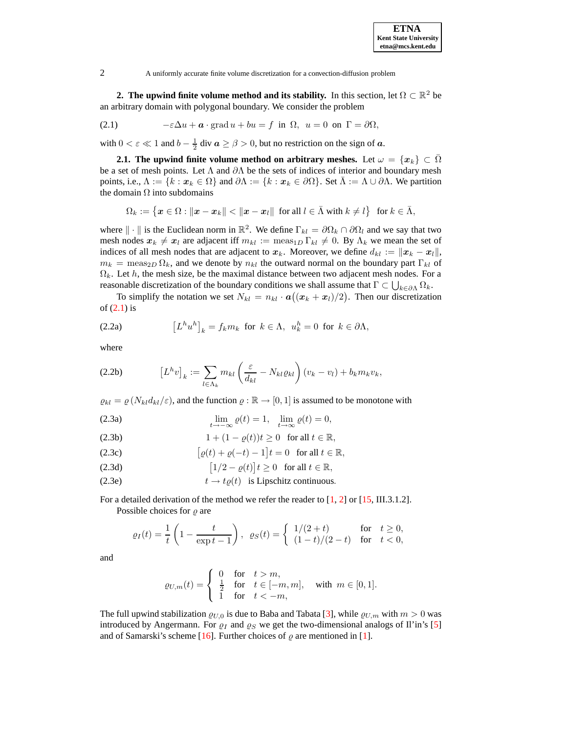## 2. The upwind finite volume method and its stability.

In this section, let $\Omega \subset \mathbb{R}^2$ be an arbitrary domain with polygonal boundary. We consider the problem

$$
-\varepsilon\Delta u + \boldsymbol{a}\cdot \operatorname{grad} u + bu = f \;\text{ in }\; \Omega, \quad u = 0 \;\text{ on }\; \Gamma = \partial\Omega, \tag{2.1}
$$

with $0 < \varepsilon \ll 1$ and $b - \frac{1}{2}\operatorname{div}\boldsymbol{a} \geq \beta > 0$, but no restriction on the sign of $\boldsymbol{a}$.

### 2.1. The upwind finite volume method on arbitrary meshes.

Let $\omega = \{\boldsymbol{x}_k\} \subset \bar{\Omega}$ be a set of mesh points. Let $\Lambda$ and $\partial\Lambda$ be the sets of indices of interior and boundary mesh points, i.e., $\Lambda := \{k : \boldsymbol{x}_k \in \Omega\}$ and $\partial\Lambda := \{k : \boldsymbol{x}_k \in \partial\Omega\}$. Set $\bar{\Lambda} := \Lambda \cup \partial\Lambda$. We partition the domain $\Omega$ into subdomains

$$
\Omega_k := \left\{\boldsymbol{x} \in \Omega : \|\boldsymbol{x} - \boldsymbol{x}_k\| < \|\boldsymbol{x} - \boldsymbol{x}_l\| \;\text{ for all } l \in \bar{\Lambda} \text{ with } k \neq l\right\} \quad \text{for } k \in \bar{\Lambda},
$$

where $\|\cdot\|$ is the Euclidean norm in $\mathbb{R}^2$. We define $\Gamma_{kl} = \partial\Omega_k \cap \partial\Omega_l$ and we say that two mesh nodes $\boldsymbol{x}_k \neq \boldsymbol{x}_l$ are adjacent iff $m_{kl} := \operatorname{meas}_{1D}\Gamma_{kl} \neq 0$. By $\Lambda_k$ we mean the set of indices of all mesh nodes that are adjacent to $\boldsymbol{x}_k$. Moreover, we define $d_{kl} := \|\boldsymbol{x}_k - \boldsymbol{x}_l\|$, $m_k = \operatorname{meas}_{2D}\Omega_k$, and we denote by $n_{kl}$ the outward normal on the boundary part $\Gamma_{kl}$ of $\Omega_k$. Let $h$, the mesh size, be the maximal distance between two adjacent mesh nodes. For a reasonable discretization of the boundary conditions we shall assume that $\Gamma \subset \bigcup_{k\in\partial\Lambda}\Omega_k$.

To simplify the notation we set $N_{kl} = n_{kl}\cdot\boldsymbol{a}\big((\boldsymbol{x}_k + \boldsymbol{x}_l)/2\big)$. Then our discretization of (2.1) is

$$
\left[L^h u^h\right]_k = f_k m_k \;\text{ for }\; k \in \Lambda, \quad u^h_k = 0 \;\text{ for }\; k \in \partial\Lambda, \tag{2.2a}
$$

where

$$
\left[L^h v\right]_k := \sum_{l\in\Lambda_k} m_{kl}\left(\frac{\varepsilon}{d_{kl}} - N_{kl}\varrho_{kl}\right)(v_k - v_l) + b_k m_k v_k, \tag{2.2b}
$$

$\varrho_{kl} = \varrho\left(N_{kl}d_{kl}/\varepsilon\right)$, and the function $\varrho : \mathbb{R} \to [0,1]$ is assumed to be monotone with

$$
\lim_{t\to-\infty}\varrho(t) = 1, \quad \lim_{t\to\infty}\varrho(t) = 0, \tag{2.3a}
$$

$$
1 + (1 - \varrho(t))t \geq 0 \quad \text{for all } t \in \mathbb{R}, \tag{2.3b}
$$

$$
\left[\varrho(t) + \varrho(-t) - 1\right]t = 0 \quad \text{for all } t \in \mathbb{R}, \tag{2.3c}
$$

$$
\left[1/2 - \varrho(t)\right]t \geq 0 \quad \text{for all } t \in \mathbb{R}, \tag{2.3d}
$$

$$
t \to t\varrho(t) \quad \text{is Lipschitz continuous.} \tag{2.3e}
$$

For a detailed derivation of the method we refer the reader to [1, 2] or [15, III.3.1.2].

Possible choices for $\varrho$ are

$$
\varrho_I(t) = \frac{1}{t}\left(1 - \frac{t}{\exp t - 1}\right), \quad \varrho_S(t) = \begin{cases} 1/(2+t) & \text{for} \quad t \geq 0, \\ (1-t)/(2-t) & \text{for} \quad t < 0, \end{cases}
$$

and

$$
\varrho_{U,m}(t) = \begin{cases} 0 & \text{for} \quad t > m, \\ \frac{1}{2} & \text{for} \quad t \in [-m, m], \\ 1 & \text{for} \quad t < -m, \end{cases} \quad \text{with } m \in [0,1].
$$

The full upwind stabilization $\varrho_{U,0}$ is due to Baba and Tabata [3], while $\varrho_{U,m}$ with $m > 0$ was introduced by Angermann. For $\varrho_I$ and $\varrho_S$ we get the two-dimensional analogs of Il'in's [5] and of Samarski's scheme [16]. Further choices of $\varrho$ are mentioned in [1].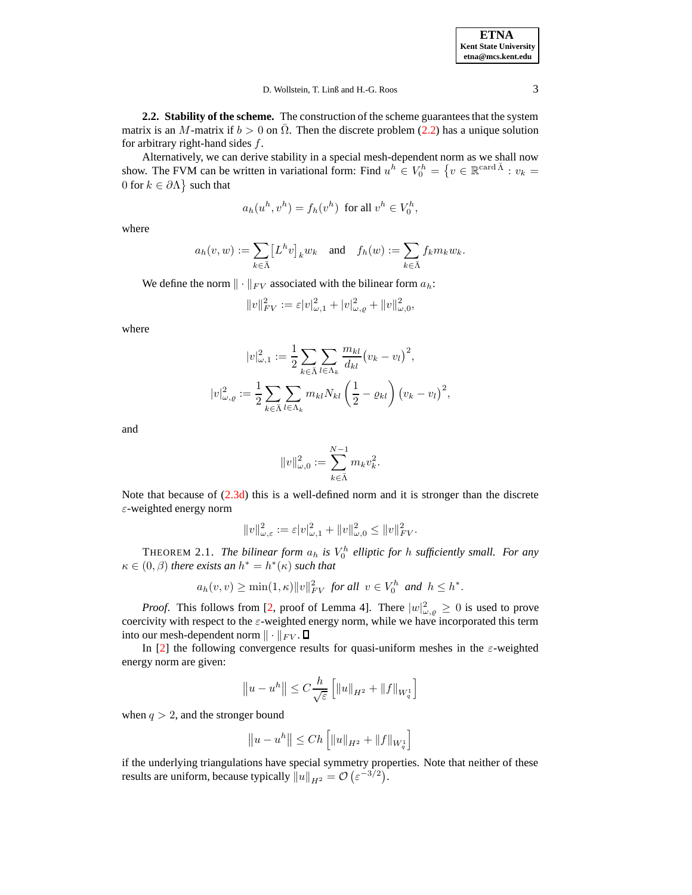**2.2. Stability of the scheme.** The construction of the scheme guarantees that the system matrix is an $M$-matrix if $b > 0$ on $\bar{\Omega}$. Then the discrete problem (2.2) has a unique solution for arbitrary right-hand sides $f$.

Alternatively, we can derive stability in a special mesh-dependent norm as we shall now show. The FVM can be written in variational form: Find $u^h \in V_0^h = \{v \in \mathbb{R}^{\operatorname{card}\bar{\Lambda}} : v_k = 0 \text{ for } k \in \partial\Lambda\}$ such that

$$a_h(u^h, v^h) = f_h(v^h) \text{ for all } v^h \in V_0^h,$$

where

$$a_h(v, w) := \sum_{k \in \bar{\Lambda}} \left[L^h v\right]_k w_k \quad \text{and} \quad f_h(w) := \sum_{k \in \bar{\Lambda}} f_k m_k w_k.$$

We define the norm $\|\cdot\|_{FV}$ associated with the bilinear form $a_h$:

$$\|v\|_{FV}^2 := \varepsilon |v|_{\omega,1}^2 + |v|_{\omega,\varrho}^2 + \|v\|_{\omega,0}^2,$$

where

$$|v|_{\omega,1}^2 := \frac{1}{2} \sum_{k \in \bar{\Lambda}} \sum_{l \in \Lambda_k} \frac{m_{kl}}{d_{kl}} \left(v_k - v_l\right)^2,$$

$$|v|_{\omega,\varrho}^2 := \frac{1}{2} \sum_{k \in \bar{\Lambda}} \sum_{l \in \Lambda_k} m_{kl} N_{kl} \left(\frac{1}{2} - \varrho_{kl}\right) \left(v_k - v_l\right)^2,$$

and

$$\|v\|_{\omega,0}^2 := \sum_{k \in \bar{\Lambda}}^{N-1} m_k v_k^2.$$

Note that because of (2.3d) this is a well-defined norm and it is stronger than the discrete $\varepsilon$-weighted energy norm

$$\|v\|_{\omega,\varepsilon}^2 := \varepsilon |v|_{\omega,1}^2 + \|v\|_{\omega,0}^2 \leq \|v\|_{FV}^2.$$

THEOREM 2.1. *The bilinear form $a_h$ is $V_0^h$ elliptic for $h$ sufficiently small. For any $\kappa \in (0, \beta)$ there exists an $h^* = h^*(\kappa)$ such that*

$$a_h(v, v) \geq \min(1, \kappa) \|v\|_{FV}^2 \ \textit{for all} \ v \in V_0^h \ \textit{and} \ h \leq h^*.$$

*Proof*. This follows from [2, proof of Lemma 4]. There $|w|_{\omega,\varrho}^2 \geq 0$ is used to prove coercivity with respect to the $\varepsilon$-weighted energy norm, while we have incorporated this term into our mesh-dependent norm $\|\cdot\|_{FV}$. ∎

In [2] the following convergence results for quasi-uniform meshes in the $\varepsilon$-weighted energy norm are given:

$$\left\|u - u^h\right\| \leq C \frac{h}{\sqrt{\varepsilon}} \left[\|u\|_{H^2} + \|f\|_{W_q^1}\right]$$

when $q > 2$, and the stronger bound

$$\left\|u - u^h\right\| \leq Ch \left[\|u\|_{H^2} + \|f\|_{W_q^1}\right]$$

if the underlying triangulations have special symmetry properties. Note that neither of these results are uniform, because typically $\|u\|_{H^2} = \mathcal{O}\left(\varepsilon^{-3/2}\right)$.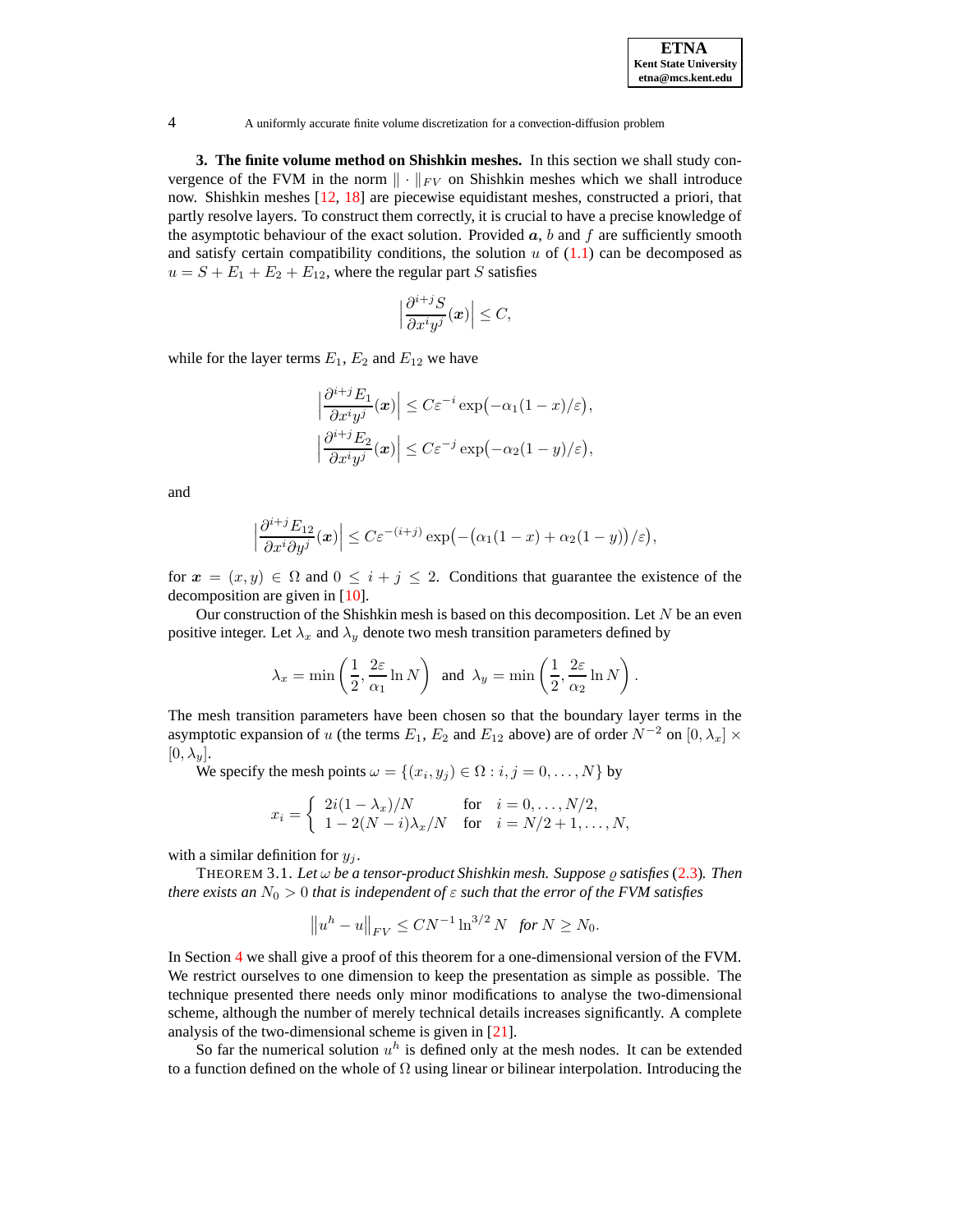## 3. The finite volume method on Shishkin meshes.

In this section we shall study convergence of the FVM in the norm $\|\cdot\|_{FV}$ on Shishkin meshes which we shall introduce now. Shishkin meshes [12, 18] are piecewise equidistant meshes, constructed a priori, that partly resolve layers. To construct them correctly, it is crucial to have a precise knowledge of the asymptotic behaviour of the exact solution. Provided $\boldsymbol{a}$, $b$ and $f$ are sufficiently smooth and satisfy certain compatibility conditions, the solution $u$ of (1.1) can be decomposed as $u = S + E_1 + E_2 + E_{12}$, where the regular part $S$ satisfies

$$\left|\frac{\partial^{i+j} S}{\partial x^i y^j}(\boldsymbol{x})\right| \le C,$$

while for the layer terms $E_1$, $E_2$ and $E_{12}$ we have

$$\left|\frac{\partial^{i+j} E_1}{\partial x^i y^j}(\boldsymbol{x})\right| \le C\varepsilon^{-i}\exp\bigl(-\alpha_1(1-x)/\varepsilon\bigr),$$
$$\left|\frac{\partial^{i+j} E_2}{\partial x^i y^j}(\boldsymbol{x})\right| \le C\varepsilon^{-j}\exp\bigl(-\alpha_2(1-y)/\varepsilon\bigr),$$

and

$$\left|\frac{\partial^{i+j} E_{12}}{\partial x^i \partial y^j}(\boldsymbol{x})\right| \le C\varepsilon^{-(i+j)}\exp\bigl(-\bigl(\alpha_1(1-x)+\alpha_2(1-y)\bigr)/\varepsilon\bigr),$$

for $\boldsymbol{x} = (x,y) \in \Omega$ and $0 \le i+j \le 2$. Conditions that guarantee the existence of the decomposition are given in [10].

Our construction of the Shishkin mesh is based on this decomposition. Let $N$ be an even positive integer. Let $\lambda_x$ and $\lambda_y$ denote two mesh transition parameters defined by

$$\lambda_x = \min\left(\frac{1}{2}, \frac{2\varepsilon}{\alpha_1}\ln N\right) \quad \text{and} \quad \lambda_y = \min\left(\frac{1}{2}, \frac{2\varepsilon}{\alpha_2}\ln N\right).$$

The mesh transition parameters have been chosen so that the boundary layer terms in the asymptotic expansion of $u$ (the terms $E_1$, $E_2$ and $E_{12}$ above) are of order $N^{-2}$ on $[0,\lambda_x] \times [0,\lambda_y]$.

We specify the mesh points $\omega = \{(x_i, y_j) \in \Omega : i,j = 0,\dots,N\}$ by

$$x_i = \begin{cases} 2i(1-\lambda_x)/N & \text{for} \quad i = 0,\dots,N/2, \\ 1 - 2(N-i)\lambda_x/N & \text{for} \quad i = N/2+1,\dots,N, \end{cases}$$

with a similar definition for $y_j$.

THEOREM 3.1. *Let $\omega$ be a tensor-product Shishkin mesh. Suppose $\varrho$ satisfies (2.3). Then there exists an $N_0 > 0$ that is independent of $\varepsilon$ such that the error of the FVM satisfies*

$$\left\|u^h - u\right\|_{FV} \le CN^{-1}\ln^{3/2} N \quad \textit{for } N \ge N_0.$$

In Section 4 we shall give a proof of this theorem for a one-dimensional version of the FVM. We restrict ourselves to one dimension to keep the presentation as simple as possible. The technique presented there needs only minor modifications to analyse the two-dimensional scheme, although the number of merely technical details increases significantly. A complete analysis of the two-dimensional scheme is given in [21].

So far the numerical solution $u^h$ is defined only at the mesh nodes. It can be extended to a function defined on the whole of $\Omega$ using linear or bilinear interpolation. Introducing the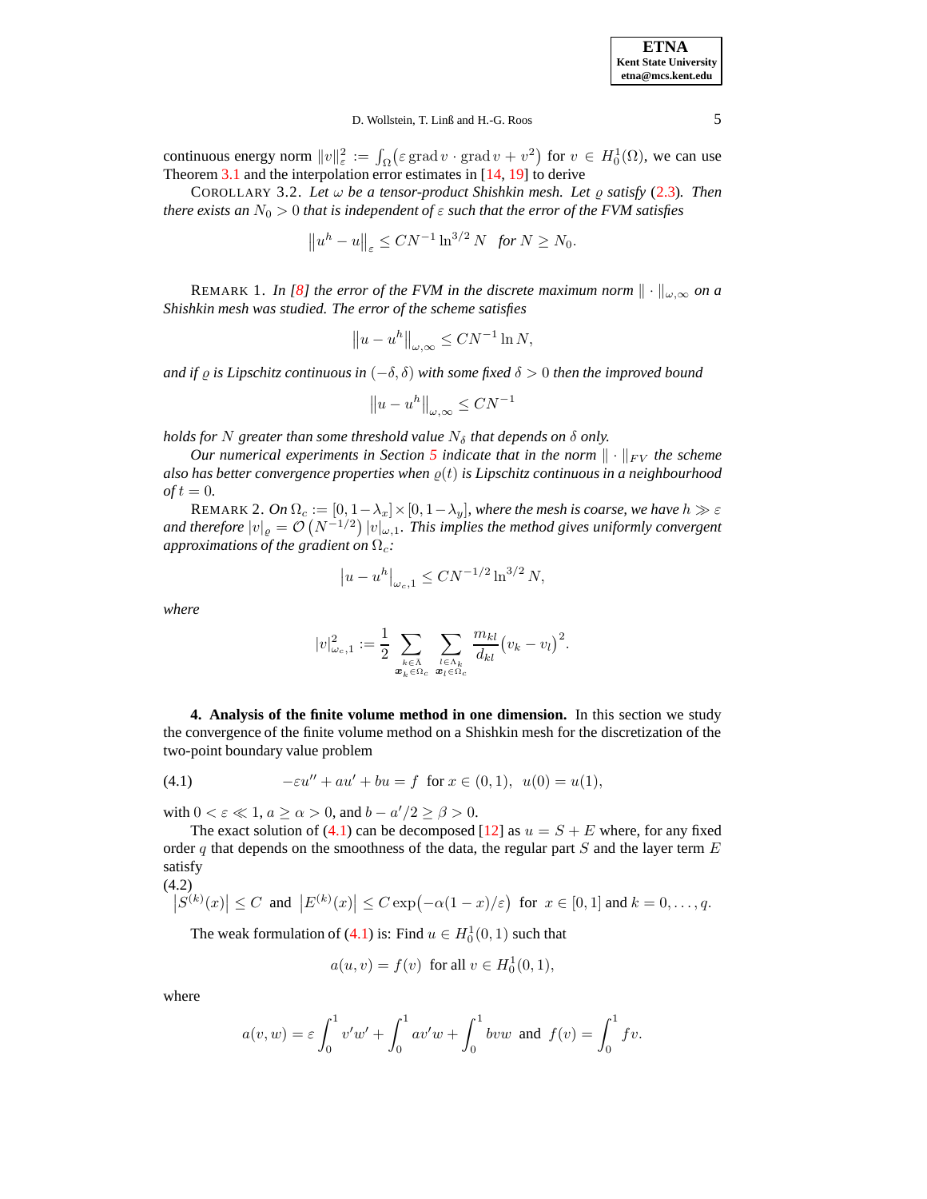continuous energy norm $\|v\|_\varepsilon^2 := \int_\Omega \big(\varepsilon \operatorname{grad} v \cdot \operatorname{grad} v + v^2\big)$ for $v \in H_0^1(\Omega)$, we can use Theorem 3.1 and the interpolation error estimates in [14, 19] to derive

COROLLARY 3.2. *Let $\omega$ be a tensor-product Shishkin mesh. Let $\varrho$ satisfy (2.3). Then there exists an $N_0 > 0$ that is independent of $\varepsilon$ such that the error of the FVM satisfies*

$$\big\|u^h - u\big\|_\varepsilon \le CN^{-1} \ln^{3/2} N \quad \textit{for } N \ge N_0.$$

REMARK 1. *In [8] the error of the FVM in the discrete maximum norm $\|\cdot\|_{\omega,\infty}$ on a Shishkin mesh was studied. The error of the scheme satisfies*

$$\big\|u - u^h\big\|_{\omega,\infty} \le CN^{-1} \ln N,$$

*and if $\varrho$ is Lipschitz continuous in $(-\delta, \delta)$ with some fixed $\delta > 0$ then the improved bound*

$$\big\|u - u^h\big\|_{\omega,\infty} \le CN^{-1}$$

*holds for $N$ greater than some threshold value $N_\delta$ that depends on $\delta$ only.*

*Our numerical experiments in Section 5 indicate that in the norm $\|\cdot\|_{FV}$ the scheme also has better convergence properties when $\varrho(t)$ is Lipschitz continuous in a neighbourhood of $t = 0$.*

REMARK 2. *On $\Omega_c := [0, 1-\lambda_x] \times [0, 1-\lambda_y]$, where the mesh is coarse, we have $h \gg \varepsilon$ and therefore $|v|_\varrho = \mathcal{O}\left(N^{-1/2}\right) |v|_{\omega,1}$. This implies the method gives uniformly convergent approximations of the gradient on $\Omega_c$:*

$$\big|u - u^h\big|_{\omega_c,1} \le CN^{-1/2} \ln^{3/2} N,$$

*where*

$$|v|_{\omega_c,1}^2 := \frac{1}{2} \sum_{\substack{k \in \bar\Lambda \\ \boldsymbol{x}_k \in \Omega_c}} \sum_{\substack{l \in \Lambda_k \\ \boldsymbol{x}_l \in \Omega_c}} \frac{m_{kl}}{d_{kl}} \big(v_k - v_l\big)^2.$$

## 4. Analysis of the finite volume method in one dimension.

In this section we study the convergence of the finite volume method on a Shishkin mesh for the discretization of the two-point boundary value problem

$$-\varepsilon u'' + au' + bu = f \;\text{ for } x \in (0,1), \;\; u(0) = u(1), \tag{4.1}$$

with $0 < \varepsilon \ll 1$, $a \ge \alpha > 0$, and $b - a'/2 \ge \beta > 0$.

The exact solution of (4.1) can be decomposed [12] as $u = S + E$ where, for any fixed order $q$ that depends on the smoothness of the data, the regular part $S$ and the layer term $E$ satisfy

$$\left|S^{(k)}(x)\right| \le C \;\text{ and }\; \left|E^{(k)}(x)\right| \le C \exp\big(-\alpha(1-x)/\varepsilon\big) \;\text{ for }\; x \in [0,1] \text{ and } k = 0, \dots, q. \tag{4.2}$$

The weak formulation of (4.1) is: Find $u \in H_0^1(0,1)$ such that

$$a(u, v) = f(v) \;\text{ for all } v \in H_0^1(0,1),$$

where

$$a(v, w) = \varepsilon \int_0^1 v'w' + \int_0^1 av'w + \int_0^1 bvw \;\text{ and }\; f(v) = \int_0^1 fv.$$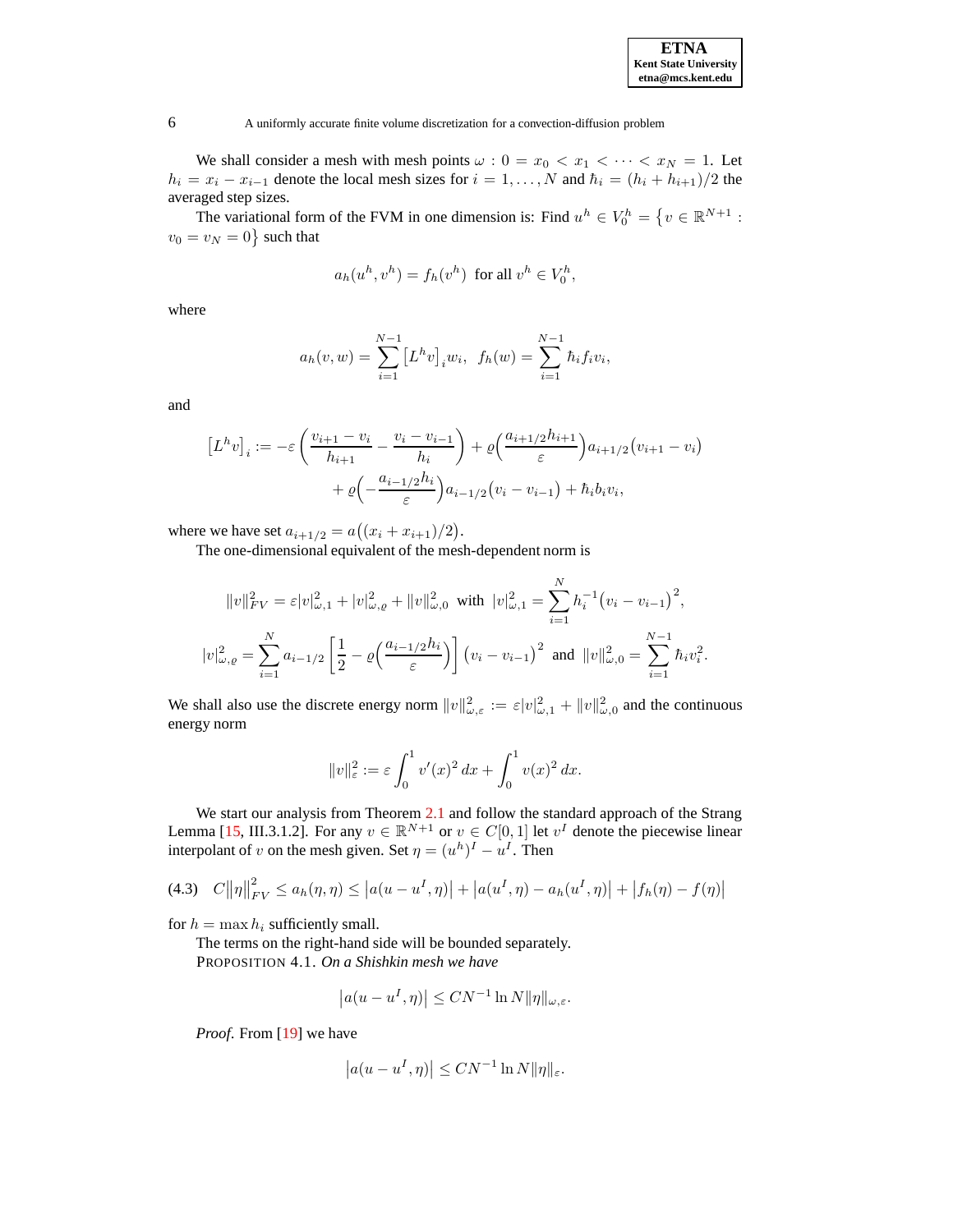We shall consider a mesh with mesh points $\omega : 0 = x_0 < x_1 < \cdots < x_N = 1$. Let $h_i = x_i - x_{i-1}$ denote the local mesh sizes for $i = 1, \ldots, N$ and $\hbar_i = (h_i + h_{i+1})/2$ the averaged step sizes.

The variational form of the FVM in one dimension is: Find $u^h \in V_0^h = \{v \in \mathbb{R}^{N+1} : v_0 = v_N = 0\}$ such that

$$a_h(u^h, v^h) = f_h(v^h) \text{ for all } v^h \in V_0^h,$$

where

$$a_h(v, w) = \sum_{i=1}^{N-1} \left[L^h v\right]_i w_i, \quad f_h(w) = \sum_{i=1}^{N-1} \hbar_i f_i v_i,$$

and

$$\left[L^h v\right]_i := -\varepsilon \left( \frac{v_{i+1} - v_i}{h_{i+1}} - \frac{v_i - v_{i-1}}{h_i} \right) + \varrho\Big(\frac{a_{i+1/2} h_{i+1}}{\varepsilon}\Big) a_{i+1/2} (v_{i+1} - v_i)$$
$$+ \varrho\Big(-\frac{a_{i-1/2} h_i}{\varepsilon}\Big) a_{i-1/2} (v_i - v_{i-1}) + \hbar_i b_i v_i,$$

where we have set $a_{i+1/2} = a\big((x_i + x_{i+1})/2\big)$.

The one-dimensional equivalent of the mesh-dependent norm is

$$\|v\|_{FV}^2 = \varepsilon |v|_{\omega,1}^2 + |v|_{\omega,\varrho}^2 + \|v\|_{\omega,0}^2 \text{ with } |v|_{\omega,1}^2 = \sum_{i=1}^{N} h_i^{-1} \big(v_i - v_{i-1}\big)^2,$$

$$|v|_{\omega,\varrho}^2 = \sum_{i=1}^{N} a_{i-1/2} \left[ \frac{1}{2} - \varrho\Big(\frac{a_{i-1/2} h_i}{\varepsilon}\Big) \right] \big(v_i - v_{i-1}\big)^2 \text{ and } \|v\|_{\omega,0}^2 = \sum_{i=1}^{N-1} \hbar_i v_i^2.$$

We shall also use the discrete energy norm $\|v\|_{\omega,\varepsilon}^2 := \varepsilon |v|_{\omega,1}^2 + \|v\|_{\omega,0}^2$ and the continuous energy norm

$$\|v\|_\varepsilon^2 := \varepsilon \int_0^1 v'(x)^2 \, dx + \int_0^1 v(x)^2 \, dx.$$

We start our analysis from Theorem 2.1 and follow the standard approach of the Strang Lemma [15, III.3.1.2]. For any $v \in \mathbb{R}^{N+1}$ or $v \in C[0,1]$ let $v^I$ denote the piecewise linear interpolant of $v$ on the mesh given. Set $\eta = (u^h)^I - u^I$. Then

$$C\big\|\eta\big\|_{FV}^2 \le a_h(\eta, \eta) \le \big|a(u - u^I, \eta)\big| + \big|a(u^I, \eta) - a_h(u^I, \eta)\big| + \big|f_h(\eta) - f(\eta)\big| \tag{4.3}$$

for $h = \max h_i$ sufficiently small.

The terms on the right-hand side will be bounded separately.

PROPOSITION 4.1. *On a Shishkin mesh we have*

$$\big|a(u - u^I, \eta)\big| \le C N^{-1} \ln N \|\eta\|_{\omega,\varepsilon}.$$

*Proof.* From [19] we have

$$\big|a(u - u^I, \eta)\big| \le C N^{-1} \ln N \|\eta\|_\varepsilon.$$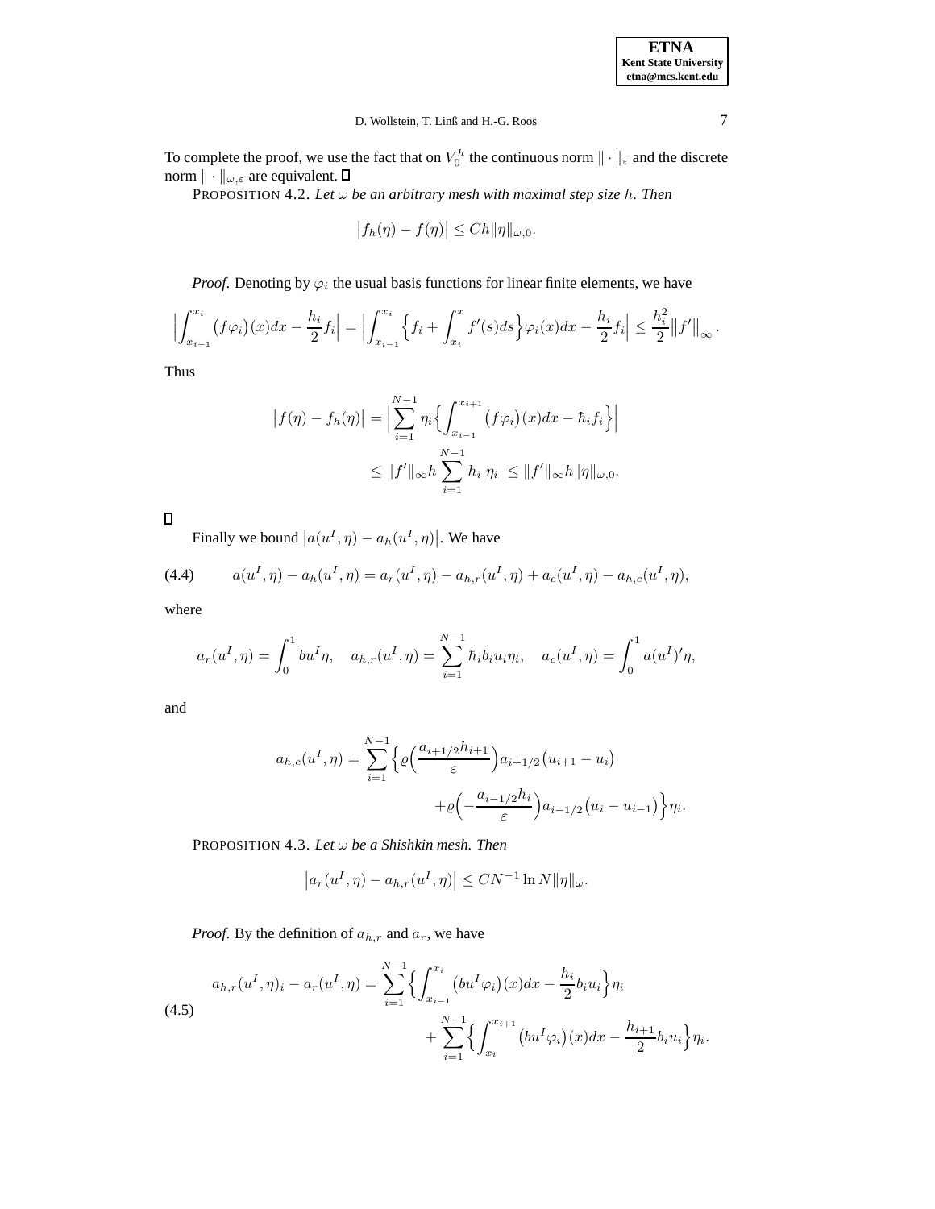To complete the proof, we use the fact that on $V_0^h$ the continuous norm $\|\cdot\|_\varepsilon$ and the discrete norm $\|\cdot\|_{\omega,\varepsilon}$ are equivalent. ∎

PROPOSITION 4.2. *Let $\omega$ be an arbitrary mesh with maximal step size $h$. Then*

$$\big|f_h(\eta) - f(\eta)\big| \leq Ch\|\eta\|_{\omega,0}.$$

*Proof.* Denoting by $\varphi_i$ the usual basis functions for linear finite elements, we have

$$\Big|\int_{x_{i-1}}^{x_i} \big(f\varphi_i\big)(x)dx - \frac{h_i}{2}f_i\Big| = \Big|\int_{x_{i-1}}^{x_i} \Big\{f_i + \int_{x_i}^{x} f'(s)ds\Big\}\varphi_i(x)dx - \frac{h_i}{2}f_i\Big| \leq \frac{h_i^2}{2}\big\|f'\big\|_\infty.$$

Thus

$$\begin{aligned}
\big|f(\eta) - f_h(\eta)\big| &= \Big|\sum_{i=1}^{N-1} \eta_i\Big\{\int_{x_{i-1}}^{x_{i+1}} \big(f\varphi_i\big)(x)dx - \hbar_i f_i\Big\}\Big| \\
&\leq \|f'\|_\infty h \sum_{i=1}^{N-1} \hbar_i|\eta_i| \leq \|f'\|_\infty h\|\eta\|_{\omega,0}.
\end{aligned}$$

∎

Finally we bound $\big|a(u^I,\eta) - a_h(u^I,\eta)\big|$. We have

$$a(u^I,\eta) - a_h(u^I,\eta) = a_r(u^I,\eta) - a_{h,r}(u^I,\eta) + a_c(u^I,\eta) - a_{h,c}(u^I,\eta), \tag{4.4}$$

where

$$a_r(u^I,\eta) = \int_0^1 bu^I\eta, \quad a_{h,r}(u^I,\eta) = \sum_{i=1}^{N-1} \hbar_i b_i u_i \eta_i, \quad a_c(u^I,\eta) = \int_0^1 a(u^I)'\eta,$$

and

$$\begin{aligned}
a_{h,c}(u^I,\eta) = \sum_{i=1}^{N-1} \Big\{&\varrho\Big(\frac{a_{i+1/2}h_{i+1}}{\varepsilon}\Big)a_{i+1/2}\big(u_{i+1} - u_i\big) \\
&+\varrho\Big(-\frac{a_{i-1/2}h_i}{\varepsilon}\Big)a_{i-1/2}\big(u_i - u_{i-1}\big)\Big\}\eta_i.
\end{aligned}$$

PROPOSITION 4.3. *Let $\omega$ be a Shishkin mesh. Then*

$$\big|a_r(u^I,\eta) - a_{h,r}(u^I,\eta)\big| \leq CN^{-1}\ln N\|\eta\|_\omega.$$

*Proof.* By the definition of $a_{h,r}$ and $a_r$, we have

$$\begin{aligned}
a_{h,r}(u^I,\eta)_i - a_r(u^I,\eta) = &\sum_{i=1}^{N-1} \Big\{\int_{x_{i-1}}^{x_i} \big(bu^I\varphi_i\big)(x)dx - \frac{h_i}{2}b_i u_i\Big\}\eta_i \\
&+ \sum_{i=1}^{N-1} \Big\{\int_{x_i}^{x_{i+1}} \big(bu^I\varphi_i\big)(x)dx - \frac{h_{i+1}}{2}b_i u_i\Big\}\eta_i.
\end{aligned} \tag{4.5}$$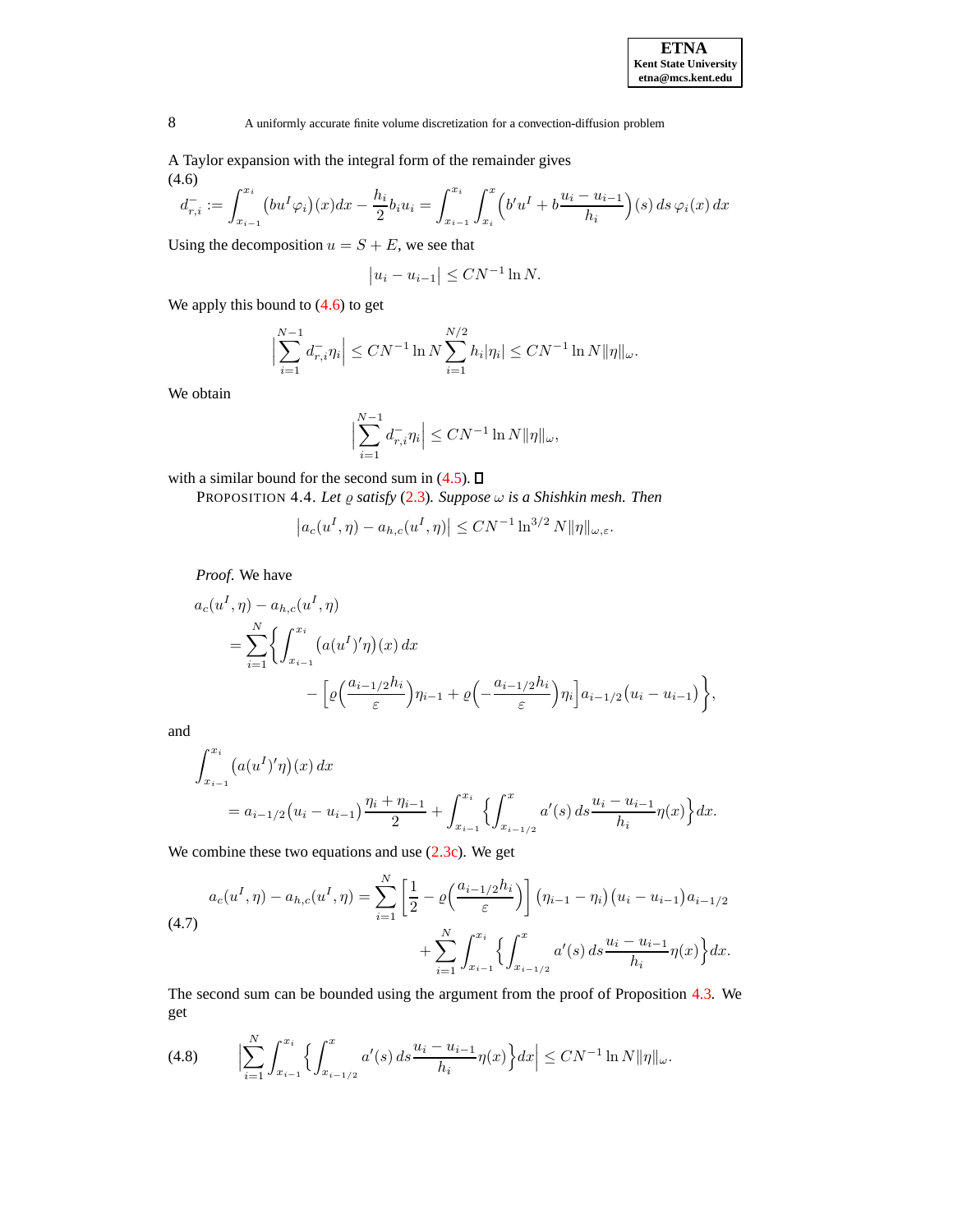A Taylor expansion with the integral form of the remainder gives

$$
d_{r,i}^{-} := \int_{x_{i-1}}^{x_i} \big(bu^I\varphi_i\big)(x)dx - \frac{h_i}{2}b_i u_i = \int_{x_{i-1}}^{x_i}\int_{x_i}^{x}\Big(b'u^I + b\frac{u_i - u_{i-1}}{h_i}\Big)(s)\,ds\,\varphi_i(x)\,dx \tag{4.6}
$$

Using the decomposition $u = S + E$, we see that

$$
\big|u_i - u_{i-1}\big| \le CN^{-1}\ln N.
$$

We apply this bound to (4.6) to get

$$
\Big|\sum_{i=1}^{N-1} d_{r,i}^{-}\eta_i\Big| \le CN^{-1}\ln N\sum_{i=1}^{N/2} h_i|\eta_i| \le CN^{-1}\ln N\|\eta\|_{\omega}.
$$

We obtain

$$
\Big|\sum_{i=1}^{N-1} d_{r,i}^{-}\eta_i\Big| \le CN^{-1}\ln N\|\eta\|_{\omega},
$$

with a similar bound for the second sum in (4.5). ◻

PROPOSITION 4.4. *Let $\varrho$ satisfy (2.3). Suppose $\omega$ is a Shishkin mesh. Then*

$$
\big|a_c(u^I,\eta) - a_{h,c}(u^I,\eta)\big| \le CN^{-1}\ln^{3/2}N\|\eta\|_{\omega,\varepsilon}.
$$

*Proof.* We have

$$
\begin{aligned}
&a_c(u^I,\eta) - a_{h,c}(u^I,\eta)\\
&\quad= \sum_{i=1}^{N}\bigg\{\int_{x_{i-1}}^{x_i}\big(a(u^I)'\eta\big)(x)\,dx\\
&\qquad\qquad - \Big[\varrho\Big(\frac{a_{i-1/2}h_i}{\varepsilon}\Big)\eta_{i-1} + \varrho\Big(-\frac{a_{i-1/2}h_i}{\varepsilon}\Big)\eta_i\Big]a_{i-1/2}\big(u_i - u_{i-1}\big)\bigg\},
\end{aligned}
$$

and

$$
\begin{aligned}
&\int_{x_{i-1}}^{x_i}\big(a(u^I)'\eta\big)(x)\,dx\\
&\quad= a_{i-1/2}\big(u_i - u_{i-1}\big)\frac{\eta_i + \eta_{i-1}}{2} + \int_{x_{i-1}}^{x_i}\Big\{\int_{x_{i-1/2}}^{x} a'(s)\,ds\frac{u_i - u_{i-1}}{h_i}\eta(x)\Big\}dx.
\end{aligned}
$$

We combine these two equations and use (2.3c). We get

$$
\begin{aligned}
a_c(u^I,\eta) - a_{h,c}(u^I,\eta) = &\sum_{i=1}^{N}\Big[\frac{1}{2} - \varrho\Big(\frac{a_{i-1/2}h_i}{\varepsilon}\Big)\Big]\big(\eta_{i-1} - \eta_i\big)\big(u_i - u_{i-1}\big)a_{i-1/2}\\
&+ \sum_{i=1}^{N}\int_{x_{i-1}}^{x_i}\Big\{\int_{x_{i-1/2}}^{x} a'(s)\,ds\frac{u_i - u_{i-1}}{h_i}\eta(x)\Big\}dx.
\end{aligned} \tag{4.7}
$$

The second sum can be bounded using the argument from the proof of Proposition 4.3. We get

$$
\Big|\sum_{i=1}^{N}\int_{x_{i-1}}^{x_i}\Big\{\int_{x_{i-1/2}}^{x} a'(s)\,ds\frac{u_i - u_{i-1}}{h_i}\eta(x)\Big\}dx\Big| \le CN^{-1}\ln N\|\eta\|_{\omega}. \tag{4.8}
$$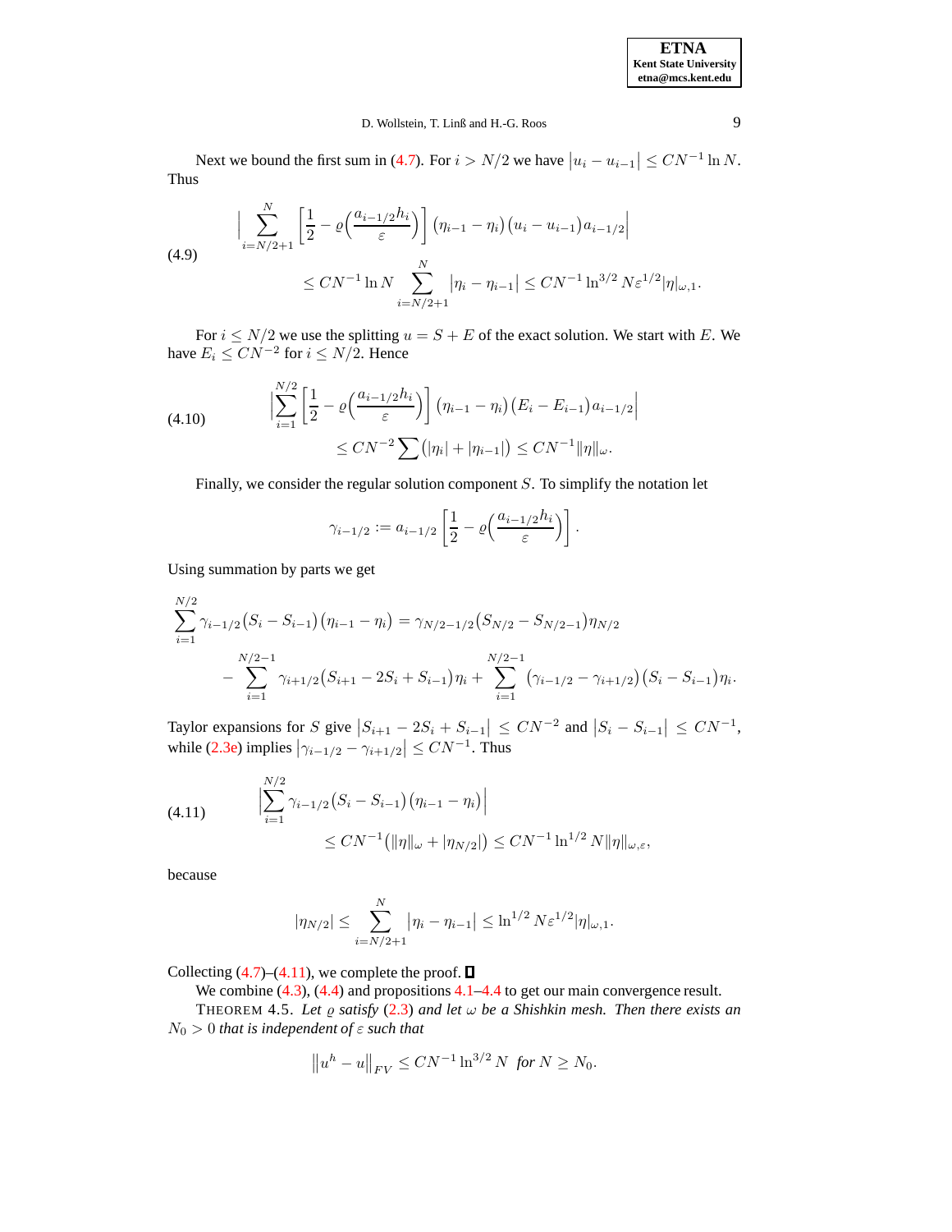Next we bound the first sum in (4.7). For $i > N/2$ we have $\left|u_i - u_{i-1}\right| \le CN^{-1}\ln N$. Thus

$$
\begin{aligned}
&\Big| \sum_{i=N/2+1}^{N} \left[\frac{1}{2} - \varrho\Big(\frac{a_{i-1/2}h_i}{\varepsilon}\Big)\right] \big(\eta_{i-1} - \eta_i\big)\big(u_i - u_{i-1}\big)a_{i-1/2}\Big| \\
&\qquad \le CN^{-1}\ln N \sum_{i=N/2+1}^{N} \left|\eta_i - \eta_{i-1}\right| \le CN^{-1}\ln^{3/2} N\varepsilon^{1/2}|\eta|_{\omega,1}.
\end{aligned}
\tag{4.9}
$$

For $i \le N/2$ we use the splitting $u = S + E$ of the exact solution. We start with $E$. We have $E_i \le CN^{-2}$ for $i \le N/2$. Hence

$$
\begin{aligned}
&\Big|\sum_{i=1}^{N/2} \left[\frac{1}{2} - \varrho\Big(\frac{a_{i-1/2}h_i}{\varepsilon}\Big)\right] \big(\eta_{i-1} - \eta_i\big)\big(E_i - E_{i-1}\big)a_{i-1/2}\Big| \\
&\qquad \le CN^{-2}\sum\big(|\eta_i| + |\eta_{i-1}|\big) \le CN^{-1}\|\eta\|_{\omega}.
\end{aligned}
\tag{4.10}
$$

Finally, we consider the regular solution component $S$. To simplify the notation let

$$
\gamma_{i-1/2} := a_{i-1/2}\left[\frac{1}{2} - \varrho\Big(\frac{a_{i-1/2}h_i}{\varepsilon}\Big)\right].
$$

Using summation by parts we get

$$
\begin{aligned}
\sum_{i=1}^{N/2} \gamma_{i-1/2}\big(S_i - S_{i-1}\big)\big(\eta_{i-1} - \eta_i\big) &= \gamma_{N/2-1/2}\big(S_{N/2} - S_{N/2-1}\big)\eta_{N/2} \\
&\quad - \sum_{i=1}^{N/2-1} \gamma_{i+1/2}\big(S_{i+1} - 2S_i + S_{i-1}\big)\eta_i + \sum_{i=1}^{N/2-1} \big(\gamma_{i-1/2} - \gamma_{i+1/2}\big)\big(S_i - S_{i-1}\big)\eta_i.
\end{aligned}
$$

Taylor expansions for $S$ give $\left|S_{i+1} - 2S_i + S_{i-1}\right| \le CN^{-2}$ and $\left|S_i - S_{i-1}\right| \le CN^{-1}$, while (2.3e) implies $\left|\gamma_{i-1/2} - \gamma_{i+1/2}\right| \le CN^{-1}$. Thus

$$
\begin{aligned}
&\Big|\sum_{i=1}^{N/2} \gamma_{i-1/2}\big(S_i - S_{i-1}\big)\big(\eta_{i-1} - \eta_i\big)\Big| \\
&\qquad \le CN^{-1}\big(\|\eta\|_{\omega} + |\eta_{N/2}|\big) \le CN^{-1}\ln^{1/2} N\|\eta\|_{\omega,\varepsilon},
\end{aligned}
\tag{4.11}
$$

because

$$
|\eta_{N/2}| \le \sum_{i=N/2+1}^{N} \left|\eta_i - \eta_{i-1}\right| \le \ln^{1/2} N\varepsilon^{1/2}|\eta|_{\omega,1}.
$$

Collecting (4.7)–(4.11), we complete the proof. ∎

We combine (4.3), (4.4) and propositions 4.1–4.4 to get our main convergence result.

THEOREM 4.5. *Let $\varrho$ satisfy (2.3) and let $\omega$ be a Shishkin mesh. Then there exists an $N_0 > 0$ that is independent of $\varepsilon$ such that*

$$
\left\|u^h - u\right\|_{FV} \le CN^{-1}\ln^{3/2} N \quad \text{for } N \ge N_0.
$$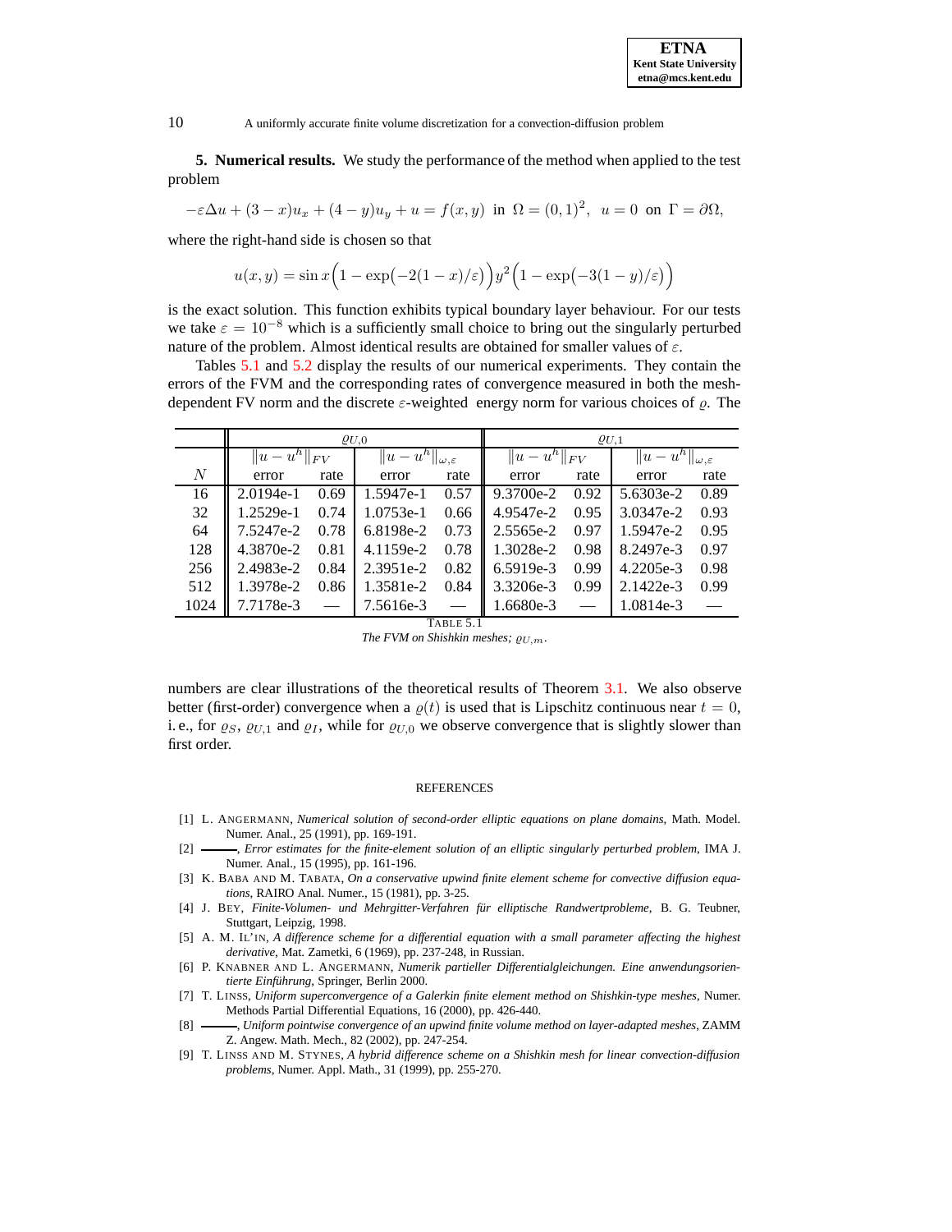**5. Numerical results.** We study the performance of the method when applied to the test problem

$$-\varepsilon\Delta u + (3-x)u_x + (4-y)u_y + u = f(x,y) \text{ in } \Omega = (0,1)^2, \quad u = 0 \text{ on } \Gamma = \partial\Omega,$$

where the right-hand side is chosen so that

$$u(x,y) = \sin x\Big(1 - \exp\big(-2(1-x)/\varepsilon\big)\Big)y^2\Big(1 - \exp\big(-3(1-y)/\varepsilon\big)\Big)$$

is the exact solution. This function exhibits typical boundary layer behaviour. For our tests we take $\varepsilon = 10^{-8}$ which is a sufficiently small choice to bring out the singularly perturbed nature of the problem. Almost identical results are obtained for smaller values of $\varepsilon$.

Tables 5.1 and 5.2 display the results of our numerical experiments. They contain the errors of the FVM and the corresponding rates of convergence measured in both the mesh-dependent FV norm and the discrete $\varepsilon$-weighted energy norm for various choices of $\varrho$. The numbers are clear illustrations of the theoretical results of Theorem 3.1. We also observe better (first-order) convergence when a $\varrho(t)$ is used that is Lipschitz continuous near $t = 0$, i. e., for $\varrho_S$, $\varrho_{U,1}$ and $\varrho_I$, while for $\varrho_{U,0}$ we observe convergence that is slightly slower than first order.

| | $\varrho_{U,0}$ | | | | $\varrho_{U,1}$ | | | |
|---|---|---|---|---|---|---|---|---|
| | $\Vert u-u^h\Vert_{FV}$ | | $\Vert u-u^h\Vert_{\omega,\varepsilon}$ | | $\Vert u-u^h\Vert_{FV}$ | | $\Vert u-u^h\Vert_{\omega,\varepsilon}$ | |
| $N$ | error | rate | error | rate | error | rate | error | rate |
| 16 | 2.0194e-1 | 0.69 | 1.5947e-1 | 0.57 | 9.3700e-2 | 0.92 | 5.6303e-2 | 0.89 |
| 32 | 1.2529e-1 | 0.74 | 1.0753e-1 | 0.66 | 4.9547e-2 | 0.95 | 3.0347e-2 | 0.93 |
| 64 | 7.5247e-2 | 0.78 | 6.8198e-2 | 0.73 | 2.5565e-2 | 0.97 | 1.5947e-2 | 0.95 |
| 128 | 4.3870e-2 | 0.81 | 4.1159e-2 | 0.78 | 1.3028e-2 | 0.98 | 8.2497e-3 | 0.97 |
| 256 | 2.4983e-2 | 0.84 | 2.3951e-2 | 0.82 | 6.5919e-3 | 0.99 | 4.2205e-3 | 0.98 |
| 512 | 1.3978e-2 | 0.86 | 1.3581e-2 | 0.84 | 3.3206e-3 | 0.99 | 2.1422e-3 | 0.99 |
| 1024 | 7.7178e-3 | — | 7.5616e-3 | — | 1.6680e-3 | — | 1.0814e-3 | — |

TABLE 5.1
*The FVM on Shishkin meshes; $\varrho_{U,m}$.*

## REFERENCES

[1] L. ANGERMANN, *Numerical solution of second-order elliptic equations on plane domains*, Math. Model. Numer. Anal., 25 (1991), pp. 169-191.

[2] ———, *Error estimates for the finite-element solution of an elliptic singularly perturbed problem*, IMA J. Numer. Anal., 15 (1995), pp. 161-196.

[3] K. BABA AND M. TABATA, *On a conservative upwind finite element scheme for convective diffusion equations*, RAIRO Anal. Numer., 15 (1981), pp. 3-25.

[4] J. BEY, *Finite-Volumen- und Mehrgitter-Verfahren für elliptische Randwertprobleme*, B. G. Teubner, Stuttgart, Leipzig, 1998.

[5] A. M. IL'IN, *A difference scheme for a differential equation with a small parameter affecting the highest derivative*, Mat. Zametki, 6 (1969), pp. 237-248, in Russian.

[6] P. KNABNER AND L. ANGERMANN, *Numerik partieller Differentialgleichungen. Eine anwendungsorientierte Einführung*, Springer, Berlin 2000.

[7] T. LINSS, *Uniform superconvergence of a Galerkin finite element method on Shishkin-type meshes*, Numer. Methods Partial Differential Equations, 16 (2000), pp. 426-440.

[8] ———, *Uniform pointwise convergence of an upwind finite volume method on layer-adapted meshes*, ZAMM Z. Angew. Math. Mech., 82 (2002), pp. 247-254.

[9] T. LINSS AND M. STYNES, *A hybrid difference scheme on a Shishkin mesh for linear convection-diffusion problems*, Numer. Appl. Math., 31 (1999), pp. 255-270.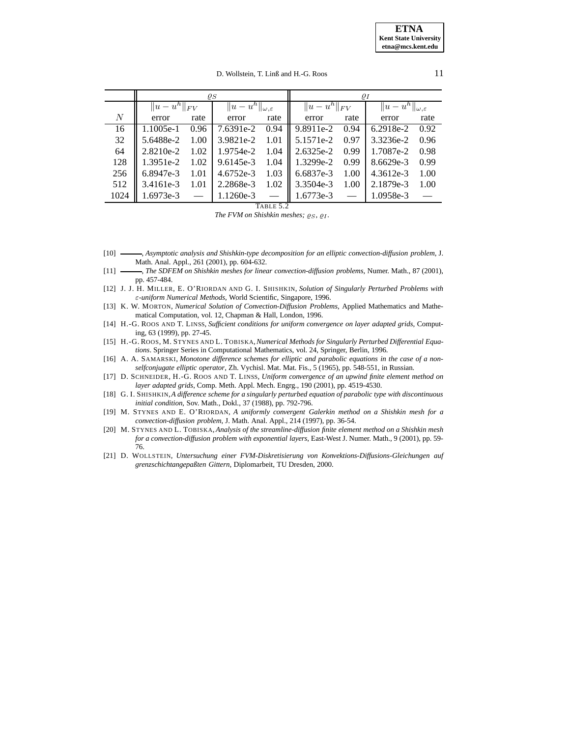| | $\varrho_S$ | | | | $\varrho_I$ | | | |
|---|---|---|---|---|---|---|---|---|
| | $\|u-u^h\|_{FV}$ | | $\|u-u^h\|_{\omega,\varepsilon}$ | | $\|u-u^h\|_{FV}$ | | $\|u-u^h\|_{\omega,\varepsilon}$ | |
| $N$ | error | rate | error | rate | error | rate | error | rate |
| 16 | 1.1005e-1 | 0.96 | 7.6391e-2 | 0.94 | 9.8911e-2 | 0.94 | 6.2918e-2 | 0.92 |
| 32 | 5.6488e-2 | 1.00 | 3.9821e-2 | 1.01 | 5.1571e-2 | 0.97 | 3.3236e-2 | 0.96 |
| 64 | 2.8210e-2 | 1.02 | 1.9754e-2 | 1.04 | 2.6325e-2 | 0.99 | 1.7087e-2 | 0.98 |
| 128 | 1.3951e-2 | 1.02 | 9.6145e-3 | 1.04 | 1.3299e-2 | 0.99 | 8.6629e-3 | 0.99 |
| 256 | 6.8947e-3 | 1.01 | 4.6752e-3 | 1.03 | 6.6837e-3 | 1.00 | 4.3612e-3 | 1.00 |
| 512 | 3.4161e-3 | 1.01 | 2.2868e-3 | 1.02 | 3.3504e-3 | 1.00 | 2.1879e-3 | 1.00 |
| 1024 | 1.6973e-3 | — | 1.1260e-3 | — | 1.6773e-3 | — | 1.0958e-3 | — |

TABLE 5.2
*The FVM on Shishkin meshes; $\varrho_S$, $\varrho_I$.*

[10] ———, *Asymptotic analysis and Shishkin-type decomposition for an elliptic convection-diffusion problem*, J. Math. Anal. Appl., 261 (2001), pp. 604-632.

[11] ———, *The SDFEM on Shishkin meshes for linear convection-diffusion problems*, Numer. Math., 87 (2001), pp. 457-484.

[12] J. J. H. MILLER, E. O'RIORDAN AND G. I. SHISHKIN, *Solution of Singularly Perturbed Problems with $\varepsilon$-uniform Numerical Methods*, World Scientific, Singapore, 1996.

[13] K. W. MORTON, *Numerical Solution of Convection-Diffusion Problems*, Applied Mathematics and Mathematical Computation, vol. 12, Chapman & Hall, London, 1996.

[14] H.-G. ROOS AND T. LINSS, *Sufficient conditions for uniform convergence on layer adapted grids*, Computing, 63 (1999), pp. 27-45.

[15] H.-G. ROOS, M. STYNES AND L. TOBISKA, *Numerical Methods for Singularly Perturbed Differential Equations*. Springer Series in Computational Mathematics, vol. 24, Springer, Berlin, 1996.

[16] A. A. SAMARSKI, *Monotone difference schemes for elliptic and parabolic equations in the case of a non-selfconjugate elliptic operator*, Zh. Vychisl. Mat. Mat. Fis., 5 (1965), pp. 548-551, in Russian.

[17] D. SCHNEIDER, H.-G. ROOS AND T. LINSS, *Uniform convergence of an upwind finite element method on layer adapted grids*, Comp. Meth. Appl. Mech. Engrg., 190 (2001), pp. 4519-4530.

[18] G. I. SHISHKIN, *A difference scheme for a singularly perturbed equation of parabolic type with discontinuous initial condition*, Sov. Math., Dokl., 37 (1988), pp. 792-796.

[19] M. STYNES AND E. O'RIORDAN, *A uniformly convergent Galerkin method on a Shishkin mesh for a convection-diffusion problem*, J. Math. Anal. Appl., 214 (1997), pp. 36-54.

[20] M. STYNES AND L. TOBISKA, *Analysis of the streamline-diffusion finite element method on a Shishkin mesh for a convection-diffusion problem with exponential layers*, East-West J. Numer. Math., 9 (2001), pp. 59-76.

[21] D. WOLLSTEIN, *Untersuchung einer FVM-Diskretisierung von Konvektions-Diffusions-Gleichungen auf grenzschichtangepaßten Gittern*, Diplomarbeit, TU Dresden, 2000.